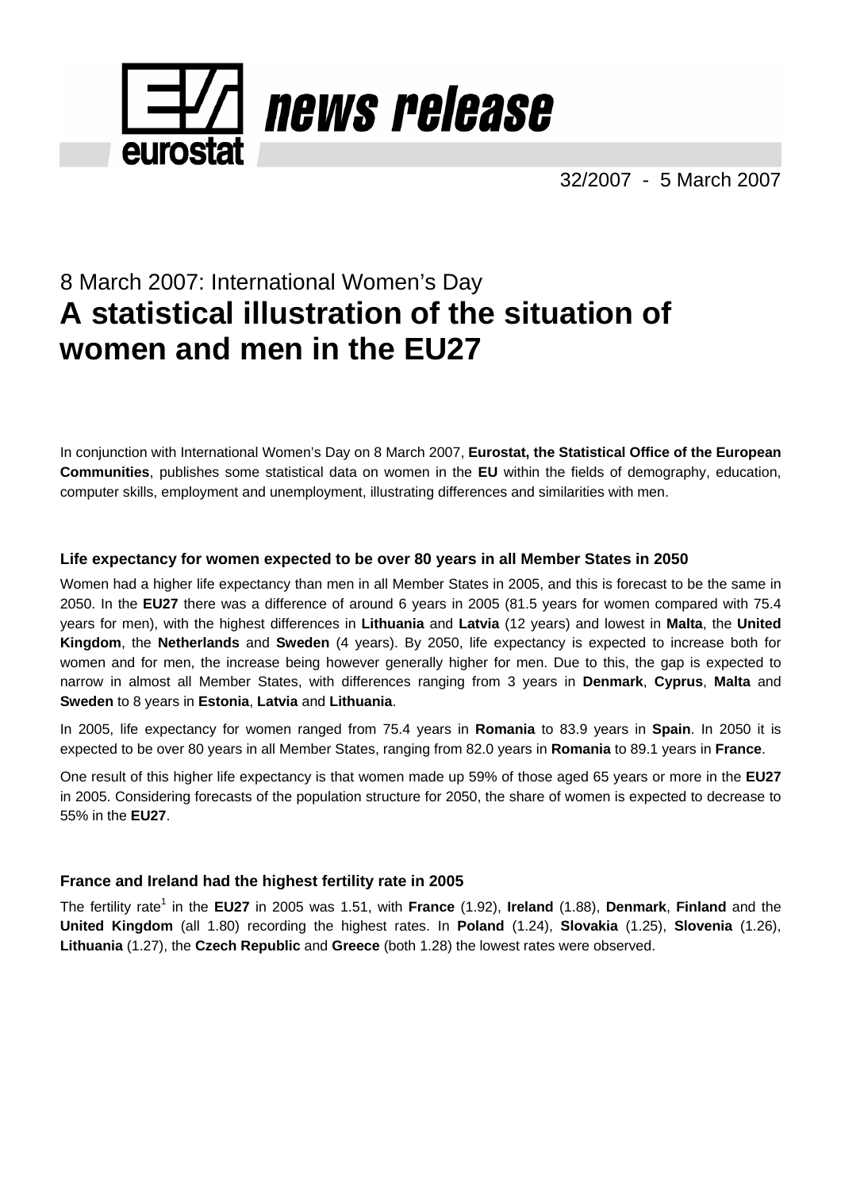**eurostat** *news release*

32/2007 - 5 March 2007

## 8 March 2007: International Women's Day

# A statistical illustration of the situation of women and men in the EU27

In conjunction with International Women's Day on 8 March 2007, **Eurostat, the Statistical Office of the European Communities**, publishes some statistical data on women in the **EU** within the fields of demography, education, computer skills, employment and unemployment, illustrating differences and similarities with men.

### Life expectancy for women expected to be over 80 years in all Member States in 2050

Women had a higher life expectancy than men in all Member States in 2005, and this is forecast to be the same in 2050. In the **EU27** there was a difference of around 6 years in 2005 (81.5 years for women compared with 75.4 years for men), with the highest differences in **Lithuania** and **Latvia** (12 years) and lowest in **Malta**, the **United Kingdom**, the **Netherlands** and **Sweden** (4 years). By 2050, life expectancy is expected to increase both for women and for men, the increase being however generally higher for men. Due to this, the gap is expected to narrow in almost all Member States, with differences ranging from 3 years in **Denmark**, **Cyprus**, **Malta** and **Sweden** to 8 years in **Estonia**, **Latvia** and **Lithuania**.

In 2005, life expectancy for women ranged from 75.4 years in **Romania** to 83.9 years in **Spain**. In 2050 it is expected to be over 80 years in all Member States, ranging from 82.0 years in **Romania** to 89.1 years in **France**.

One result of this higher life expectancy is that women made up 59% of those aged 65 years or more in the **EU27** in 2005. Considering forecasts of the population structure for 2050, the share of women is expected to decrease to 55% in the **EU27**.

### France and Ireland had the highest fertility rate in 2005

The fertility rate[1] in the **EU27** in 2005 was 1.51, with **France** (1.92), **Ireland** (1.88), **Denmark**, **Finland** and the **United Kingdom** (all 1.80) recording the highest rates. In **Poland** (1.24), **Slovakia** (1.25), **Slovenia** (1.26), **Lithuania** (1.27), the **Czech Republic** and **Greece** (both 1.28) the lowest rates were observed.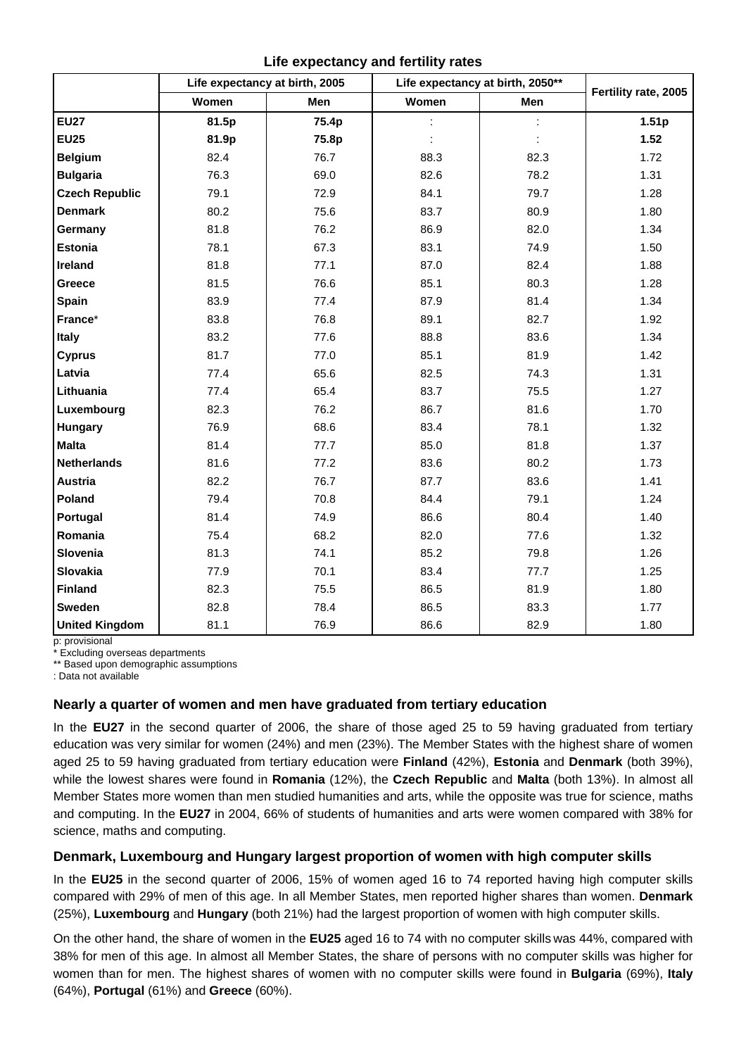**Life expectancy and fertility rates**

| | Life expectancy at birth, 2005 | | Life expectancy at birth, 2050** | | Fertility rate, 2005 |
|---|---|---|---|---|---|
| | Women | Men | Women | Men | |
| **EU27** | **81.5p** | **75.4p** | : | : | **1.51p** |
| **EU25** | **81.9p** | **75.8p** | : | : | **1.52** |
| **Belgium** | 82.4 | 76.7 | 88.3 | 82.3 | 1.72 |
| **Bulgaria** | 76.3 | 69.0 | 82.6 | 78.2 | 1.31 |
| **Czech Republic** | 79.1 | 72.9 | 84.1 | 79.7 | 1.28 |
| **Denmark** | 80.2 | 75.6 | 83.7 | 80.9 | 1.80 |
| **Germany** | 81.8 | 76.2 | 86.9 | 82.0 | 1.34 |
| **Estonia** | 78.1 | 67.3 | 83.1 | 74.9 | 1.50 |
| **Ireland** | 81.8 | 77.1 | 87.0 | 82.4 | 1.88 |
| **Greece** | 81.5 | 76.6 | 85.1 | 80.3 | 1.28 |
| **Spain** | 83.9 | 77.4 | 87.9 | 81.4 | 1.34 |
| **France*** | 83.8 | 76.8 | 89.1 | 82.7 | 1.92 |
| **Italy** | 83.2 | 77.6 | 88.8 | 83.6 | 1.34 |
| **Cyprus** | 81.7 | 77.0 | 85.1 | 81.9 | 1.42 |
| **Latvia** | 77.4 | 65.6 | 82.5 | 74.3 | 1.31 |
| **Lithuania** | 77.4 | 65.4 | 83.7 | 75.5 | 1.27 |
| **Luxembourg** | 82.3 | 76.2 | 86.7 | 81.6 | 1.70 |
| **Hungary** | 76.9 | 68.6 | 83.4 | 78.1 | 1.32 |
| **Malta** | 81.4 | 77.7 | 85.0 | 81.8 | 1.37 |
| **Netherlands** | 81.6 | 77.2 | 83.6 | 80.2 | 1.73 |
| **Austria** | 82.2 | 76.7 | 87.7 | 83.6 | 1.41 |
| **Poland** | 79.4 | 70.8 | 84.4 | 79.1 | 1.24 |
| **Portugal** | 81.4 | 74.9 | 86.6 | 80.4 | 1.40 |
| **Romania** | 75.4 | 68.2 | 82.0 | 77.6 | 1.32 |
| **Slovenia** | 81.3 | 74.1 | 85.2 | 79.8 | 1.26 |
| **Slovakia** | 77.9 | 70.1 | 83.4 | 77.7 | 1.25 |
| **Finland** | 82.3 | 75.5 | 86.5 | 81.9 | 1.80 |
| **Sweden** | 82.8 | 78.4 | 86.5 | 83.3 | 1.77 |
| **United Kingdom** | 81.1 | 76.9 | 86.6 | 82.9 | 1.80 |

p: provisional
* Excluding overseas departments
** Based upon demographic assumptions
: Data not available

### Nearly a quarter of women and men have graduated from tertiary education

In the **EU27** in the second quarter of 2006, the share of those aged 25 to 59 having graduated from tertiary education was very similar for women (24%) and men (23%). The Member States with the highest share of women aged 25 to 59 having graduated from tertiary education were **Finland** (42%), **Estonia** and **Denmark** (both 39%), while the lowest shares were found in **Romania** (12%), the **Czech Republic** and **Malta** (both 13%). In almost all Member States more women than men studied humanities and arts, while the opposite was true for science, maths and computing. In the **EU27** in 2004, 66% of students of humanities and arts were women compared with 38% for science, maths and computing.

### Denmark, Luxembourg and Hungary largest proportion of women with high computer skills

In the **EU25** in the second quarter of 2006, 15% of women aged 16 to 74 reported having high computer skills compared with 29% of men of this age. In all Member States, men reported higher shares than women. **Denmark** (25%), **Luxembourg** and **Hungary** (both 21%) had the largest proportion of women with high computer skills.

On the other hand, the share of women in the **EU25** aged 16 to 74 with no computer skills was 44%, compared with 38% for men of this age. In almost all Member States, the share of persons with no computer skills was higher for women than for men. The highest shares of women with no computer skills were found in **Bulgaria** (69%), **Italy** (64%), **Portugal** (61%) and **Greece** (60%).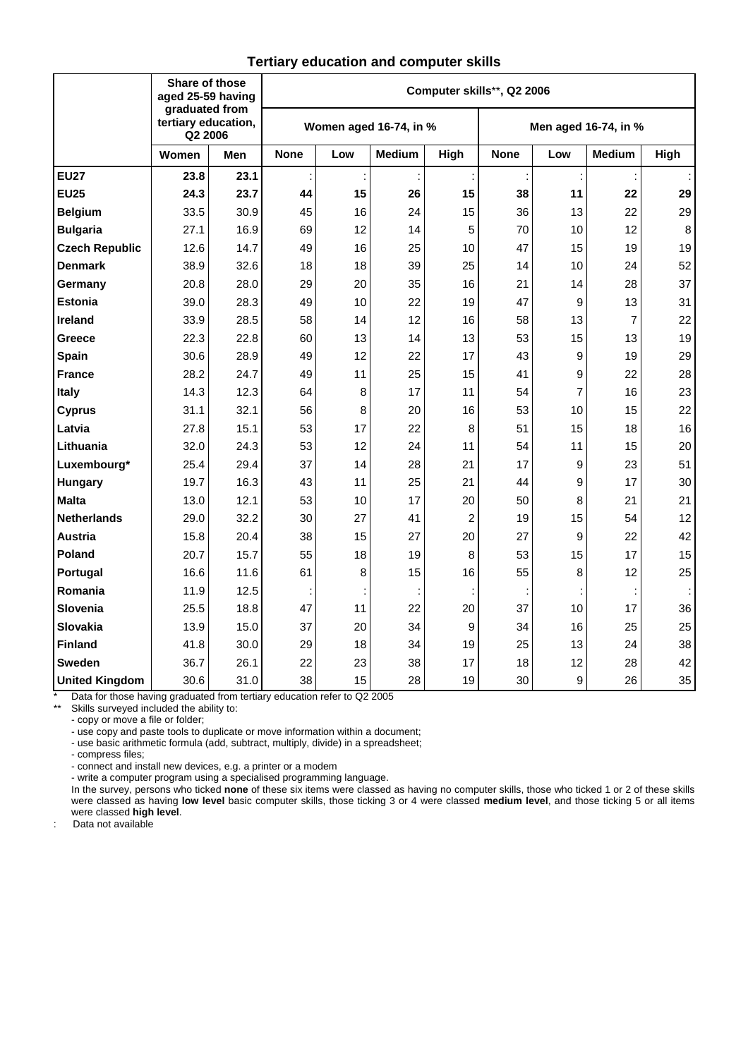## Tertiary education and computer skills

| | Share of those aged 25-59 having graduated from tertiary education, Q2 2006 | | Computer skills**, Q2 2006 | | | | | | | |
|---|---|---|---|---|---|---|---|---|---|---|
| | | | Women aged 16-74, in % | | | | Men aged 16-74, in % | | | |
| | Women | Men | None | Low | Medium | High | None | Low | Medium | High |
| **EU27** | **23.8** | **23.1** | : | : | : | : | : | : | : | : |
| **EU25** | **24.3** | **23.7** | **44** | **15** | **26** | **15** | **38** | **11** | **22** | **29** |
| **Belgium** | 33.5 | 30.9 | 45 | 16 | 24 | 15 | 36 | 13 | 22 | 29 |
| **Bulgaria** | 27.1 | 16.9 | 69 | 12 | 14 | 5 | 70 | 10 | 12 | 8 |
| **Czech Republic** | 12.6 | 14.7 | 49 | 16 | 25 | 10 | 47 | 15 | 19 | 19 |
| **Denmark** | 38.9 | 32.6 | 18 | 18 | 39 | 25 | 14 | 10 | 24 | 52 |
| **Germany** | 20.8 | 28.0 | 29 | 20 | 35 | 16 | 21 | 14 | 28 | 37 |
| **Estonia** | 39.0 | 28.3 | 49 | 10 | 22 | 19 | 47 | 9 | 13 | 31 |
| **Ireland** | 33.9 | 28.5 | 58 | 14 | 12 | 16 | 58 | 13 | 7 | 22 |
| **Greece** | 22.3 | 22.8 | 60 | 13 | 14 | 13 | 53 | 15 | 13 | 19 |
| **Spain** | 30.6 | 28.9 | 49 | 12 | 22 | 17 | 43 | 9 | 19 | 29 |
| **France** | 28.2 | 24.7 | 49 | 11 | 25 | 15 | 41 | 9 | 22 | 28 |
| **Italy** | 14.3 | 12.3 | 64 | 8 | 17 | 11 | 54 | 7 | 16 | 23 |
| **Cyprus** | 31.1 | 32.1 | 56 | 8 | 20 | 16 | 53 | 10 | 15 | 22 |
| **Latvia** | 27.8 | 15.1 | 53 | 17 | 22 | 8 | 51 | 15 | 18 | 16 |
| **Lithuania** | 32.0 | 24.3 | 53 | 12 | 24 | 11 | 54 | 11 | 15 | 20 |
| **Luxembourg*** | 25.4 | 29.4 | 37 | 14 | 28 | 21 | 17 | 9 | 23 | 51 |
| **Hungary** | 19.7 | 16.3 | 43 | 11 | 25 | 21 | 44 | 9 | 17 | 30 |
| **Malta** | 13.0 | 12.1 | 53 | 10 | 17 | 20 | 50 | 8 | 21 | 21 |
| **Netherlands** | 29.0 | 32.2 | 30 | 27 | 41 | 2 | 19 | 15 | 54 | 12 |
| **Austria** | 15.8 | 20.4 | 38 | 15 | 27 | 20 | 27 | 9 | 22 | 42 |
| **Poland** | 20.7 | 15.7 | 55 | 18 | 19 | 8 | 53 | 15 | 17 | 15 |
| **Portugal** | 16.6 | 11.6 | 61 | 8 | 15 | 16 | 55 | 8 | 12 | 25 |
| **Romania** | 11.9 | 12.5 | : | : | : | : | : | : | : | : |
| **Slovenia** | 25.5 | 18.8 | 47 | 11 | 22 | 20 | 37 | 10 | 17 | 36 |
| **Slovakia** | 13.9 | 15.0 | 37 | 20 | 34 | 9 | 34 | 16 | 25 | 25 |
| **Finland** | 41.8 | 30.0 | 29 | 18 | 34 | 19 | 25 | 13 | 24 | 38 |
| **Sweden** | 36.7 | 26.1 | 22 | 23 | 38 | 17 | 18 | 12 | 28 | 42 |
| **United Kingdom** | 30.6 | 31.0 | 38 | 15 | 28 | 19 | 30 | 9 | 26 | 35 |

\* Data for those having graduated from tertiary education refer to Q2 2005

\*\* Skills surveyed included the ability to:

- copy or move a file or folder;
- use copy and paste tools to duplicate or move information within a document;
- use basic arithmetic formula (add, subtract, multiply, divide) in a spreadsheet;
- compress files;
- connect and install new devices, e.g. a printer or a modem
- write a computer program using a specialised programming language.

In the survey, persons who ticked **none** of these six items were classed as having no computer skills, those who ticked 1 or 2 of these skills were classed as having **low level** basic computer skills, those ticking 3 or 4 were classed **medium level**, and those ticking 5 or all items were classed **high level**.

: Data not available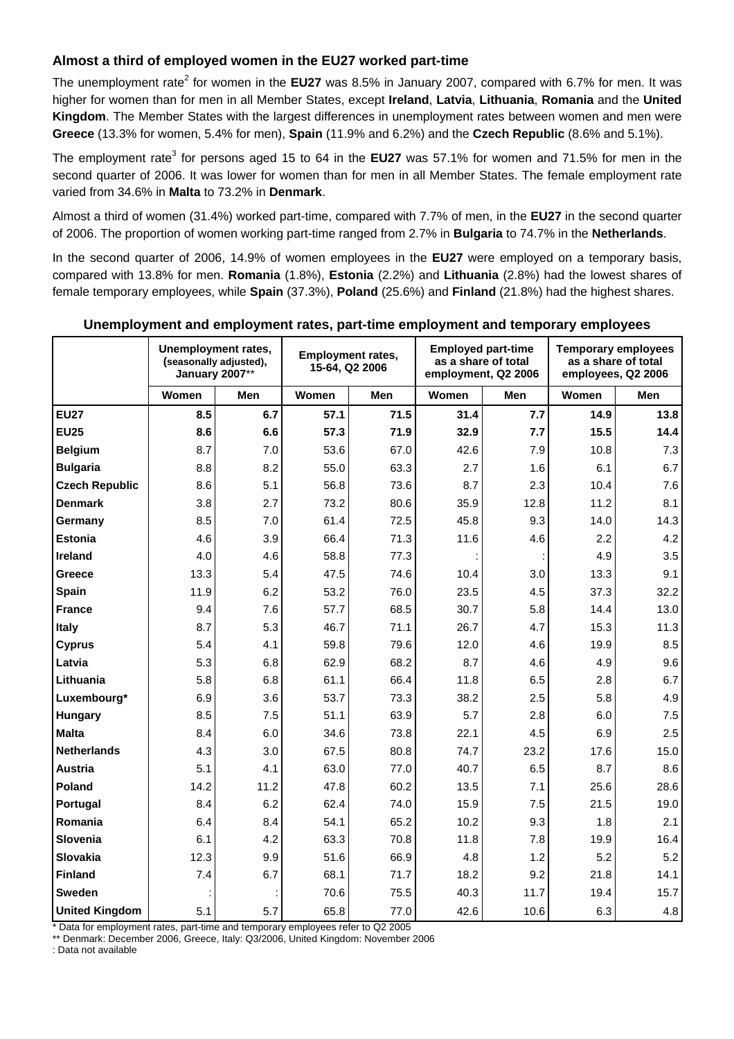### Almost a third of employed women in the EU27 worked part-time

The unemployment rate[2] for women in the **EU27** was 8.5% in January 2007, compared with 6.7% for men. It was higher for women than for men in all Member States, except **Ireland**, **Latvia**, **Lithuania**, **Romania** and the **United Kingdom**. The Member States with the largest differences in unemployment rates between women and men were **Greece** (13.3% for women, 5.4% for men), **Spain** (11.9% and 6.2%) and the **Czech Republic** (8.6% and 5.1%).

The employment rate[3] for persons aged 15 to 64 in the **EU27** was 57.1% for women and 71.5% for men in the second quarter of 2006. It was lower for women than for men in all Member States. The female employment rate varied from 34.6% in **Malta** to 73.2% in **Denmark**.

Almost a third of women (31.4%) worked part-time, compared with 7.7% of men, in the **EU27** in the second quarter of 2006. The proportion of women working part-time ranged from 2.7% in **Bulgaria** to 74.7% in the **Netherlands**.

In the second quarter of 2006, 14.9% of women employees in the **EU27** were employed on a temporary basis, compared with 13.8% for men. **Romania** (1.8%), **Estonia** (2.2%) and **Lithuania** (2.8%) had the lowest shares of female temporary employees, while **Spain** (37.3%), **Poland** (25.6%) and **Finland** (21.8%) had the highest shares.

**Unemployment and employment rates, part-time employment and temporary employees**

| | Unemployment rates, (seasonally adjusted), January 2007** | | Employment rates, 15-64, Q2 2006 | | Employed part-time as a share of total employment, Q2 2006 | | Temporary employees as a share of total employees, Q2 2006 | |
|---|---|---|---|---|---|---|---|---|
| | Women | Men | Women | Men | Women | Men | Women | Men |
| **EU27** | **8.5** | **6.7** | **57.1** | **71.5** | **31.4** | **7.7** | **14.9** | **13.8** |
| **EU25** | **8.6** | **6.6** | **57.3** | **71.9** | **32.9** | **7.7** | **15.5** | **14.4** |
| **Belgium** | 8.7 | 7.0 | 53.6 | 67.0 | 42.6 | 7.9 | 10.8 | 7.3 |
| **Bulgaria** | 8.8 | 8.2 | 55.0 | 63.3 | 2.7 | 1.6 | 6.1 | 6.7 |
| **Czech Republic** | 8.6 | 5.1 | 56.8 | 73.6 | 8.7 | 2.3 | 10.4 | 7.6 |
| **Denmark** | 3.8 | 2.7 | 73.2 | 80.6 | 35.9 | 12.8 | 11.2 | 8.1 |
| **Germany** | 8.5 | 7.0 | 61.4 | 72.5 | 45.8 | 9.3 | 14.0 | 14.3 |
| **Estonia** | 4.6 | 3.9 | 66.4 | 71.3 | 11.6 | 4.6 | 2.2 | 4.2 |
| **Ireland** | 4.0 | 4.6 | 58.8 | 77.3 | : | : | 4.9 | 3.5 |
| **Greece** | 13.3 | 5.4 | 47.5 | 74.6 | 10.4 | 3.0 | 13.3 | 9.1 |
| **Spain** | 11.9 | 6.2 | 53.2 | 76.0 | 23.5 | 4.5 | 37.3 | 32.2 |
| **France** | 9.4 | 7.6 | 57.7 | 68.5 | 30.7 | 5.8 | 14.4 | 13.0 |
| **Italy** | 8.7 | 5.3 | 46.7 | 71.1 | 26.7 | 4.7 | 15.3 | 11.3 |
| **Cyprus** | 5.4 | 4.1 | 59.8 | 79.6 | 12.0 | 4.6 | 19.9 | 8.5 |
| **Latvia** | 5.3 | 6.8 | 62.9 | 68.2 | 8.7 | 4.6 | 4.9 | 9.6 |
| **Lithuania** | 5.8 | 6.8 | 61.1 | 66.4 | 11.8 | 6.5 | 2.8 | 6.7 |
| **Luxembourg*** | 6.9 | 3.6 | 53.7 | 73.3 | 38.2 | 2.5 | 5.8 | 4.9 |
| **Hungary** | 8.5 | 7.5 | 51.1 | 63.9 | 5.7 | 2.8 | 6.0 | 7.5 |
| **Malta** | 8.4 | 6.0 | 34.6 | 73.8 | 22.1 | 4.5 | 6.9 | 2.5 |
| **Netherlands** | 4.3 | 3.0 | 67.5 | 80.8 | 74.7 | 23.2 | 17.6 | 15.0 |
| **Austria** | 5.1 | 4.1 | 63.0 | 77.0 | 40.7 | 6.5 | 8.7 | 8.6 |
| **Poland** | 14.2 | 11.2 | 47.8 | 60.2 | 13.5 | 7.1 | 25.6 | 28.6 |
| **Portugal** | 8.4 | 6.2 | 62.4 | 74.0 | 15.9 | 7.5 | 21.5 | 19.0 |
| **Romania** | 6.4 | 8.4 | 54.1 | 65.2 | 10.2 | 9.3 | 1.8 | 2.1 |
| **Slovenia** | 6.1 | 4.2 | 63.3 | 70.8 | 11.8 | 7.8 | 19.9 | 16.4 |
| **Slovakia** | 12.3 | 9.9 | 51.6 | 66.9 | 4.8 | 1.2 | 5.2 | 5.2 |
| **Finland** | 7.4 | 6.7 | 68.1 | 71.7 | 18.2 | 9.2 | 21.8 | 14.1 |
| **Sweden** | : | : | 70.6 | 75.5 | 40.3 | 11.7 | 19.4 | 15.7 |
| **United Kingdom** | 5.1 | 5.7 | 65.8 | 77.0 | 42.6 | 10.6 | 6.3 | 4.8 |

\* Data for employment rates, part-time and temporary employees refer to Q2 2005

** Denmark: December 2006, Greece, Italy: Q3/2006, United Kingdom: November 2006

: Data not available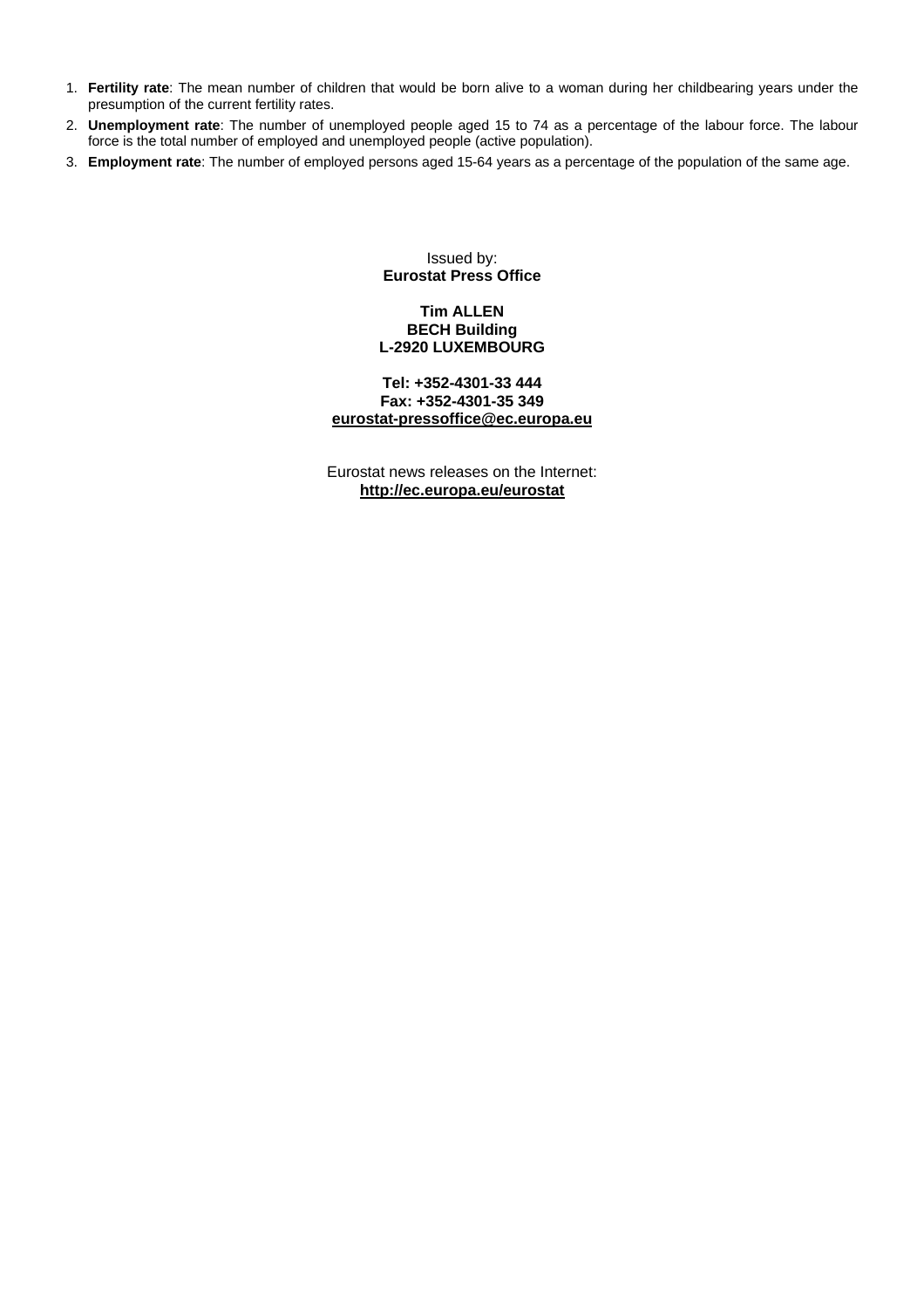1. **Fertility rate**: The mean number of children that would be born alive to a woman during her childbearing years under the presumption of the current fertility rates.
2. **Unemployment rate**: The number of unemployed people aged 15 to 74 as a percentage of the labour force. The labour force is the total number of employed and unemployed people (active population).
3. **Employment rate**: The number of employed persons aged 15-64 years as a percentage of the population of the same age.

Issued by:
**Eurostat Press Office**

**Tim ALLEN**
**BECH Building**
**L-2920 LUXEMBOURG**

**Tel: +352-4301-33 444**
**Fax: +352-4301-35 349**
**eurostat-pressoffice@ec.europa.eu**

Eurostat news releases on the Internet:
**http://ec.europa.eu/eurostat**